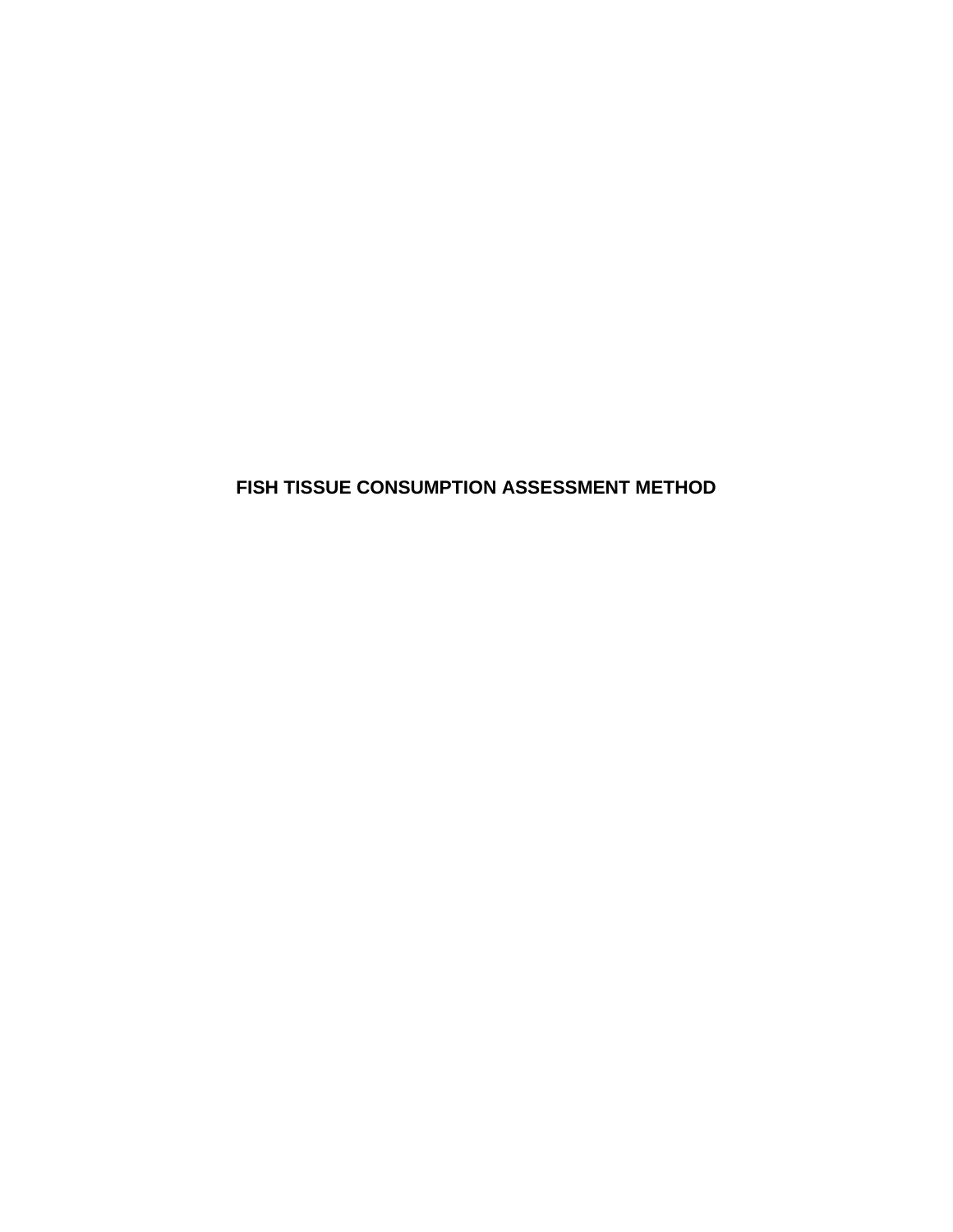# FISH TISSUE CONSUMPTION ASSESSMENT METHOD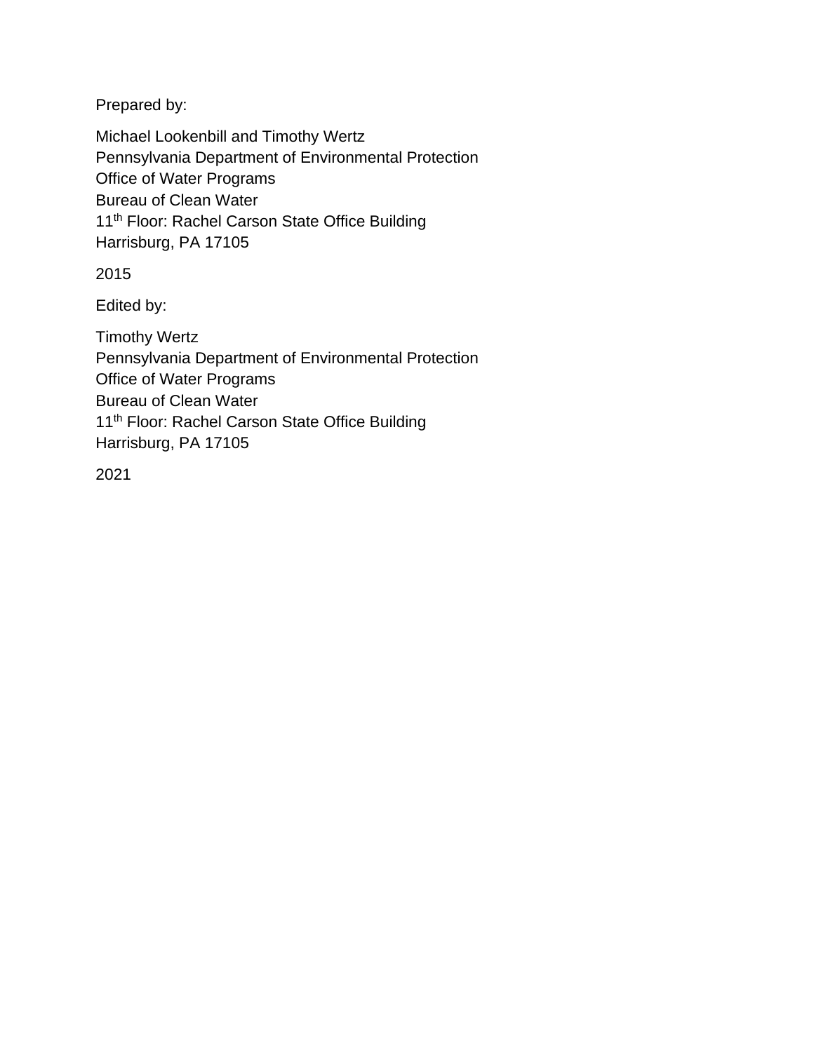Prepared by:

Michael Lookenbill and Timothy Wertz
Pennsylvania Department of Environmental Protection
Office of Water Programs
Bureau of Clean Water
11th Floor: Rachel Carson State Office Building
Harrisburg, PA 17105

2015

Edited by:

Timothy Wertz
Pennsylvania Department of Environmental Protection
Office of Water Programs
Bureau of Clean Water
11th Floor: Rachel Carson State Office Building
Harrisburg, PA 17105

2021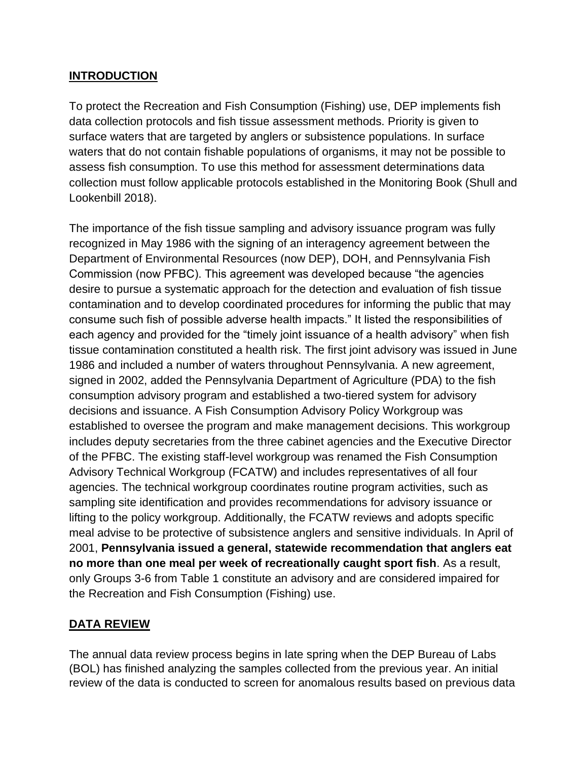## INTRODUCTION

To protect the Recreation and Fish Consumption (Fishing) use, DEP implements fish data collection protocols and fish tissue assessment methods. Priority is given to surface waters that are targeted by anglers or subsistence populations. In surface waters that do not contain fishable populations of organisms, it may not be possible to assess fish consumption. To use this method for assessment determinations data collection must follow applicable protocols established in the Monitoring Book (Shull and Lookenbill 2018).

The importance of the fish tissue sampling and advisory issuance program was fully recognized in May 1986 with the signing of an interagency agreement between the Department of Environmental Resources (now DEP), DOH, and Pennsylvania Fish Commission (now PFBC). This agreement was developed because "the agencies desire to pursue a systematic approach for the detection and evaluation of fish tissue contamination and to develop coordinated procedures for informing the public that may consume such fish of possible adverse health impacts." It listed the responsibilities of each agency and provided for the "timely joint issuance of a health advisory" when fish tissue contamination constituted a health risk. The first joint advisory was issued in June 1986 and included a number of waters throughout Pennsylvania. A new agreement, signed in 2002, added the Pennsylvania Department of Agriculture (PDA) to the fish consumption advisory program and established a two-tiered system for advisory decisions and issuance. A Fish Consumption Advisory Policy Workgroup was established to oversee the program and make management decisions. This workgroup includes deputy secretaries from the three cabinet agencies and the Executive Director of the PFBC. The existing staff-level workgroup was renamed the Fish Consumption Advisory Technical Workgroup (FCATW) and includes representatives of all four agencies. The technical workgroup coordinates routine program activities, such as sampling site identification and provides recommendations for advisory issuance or lifting to the policy workgroup. Additionally, the FCATW reviews and adopts specific meal advise to be protective of subsistence anglers and sensitive individuals. In April of 2001, **Pennsylvania issued a general, statewide recommendation that anglers eat no more than one meal per week of recreationally caught sport fish**. As a result, only Groups 3-6 from Table 1 constitute an advisory and are considered impaired for the Recreation and Fish Consumption (Fishing) use.

## DATA REVIEW

The annual data review process begins in late spring when the DEP Bureau of Labs (BOL) has finished analyzing the samples collected from the previous year. An initial review of the data is conducted to screen for anomalous results based on previous data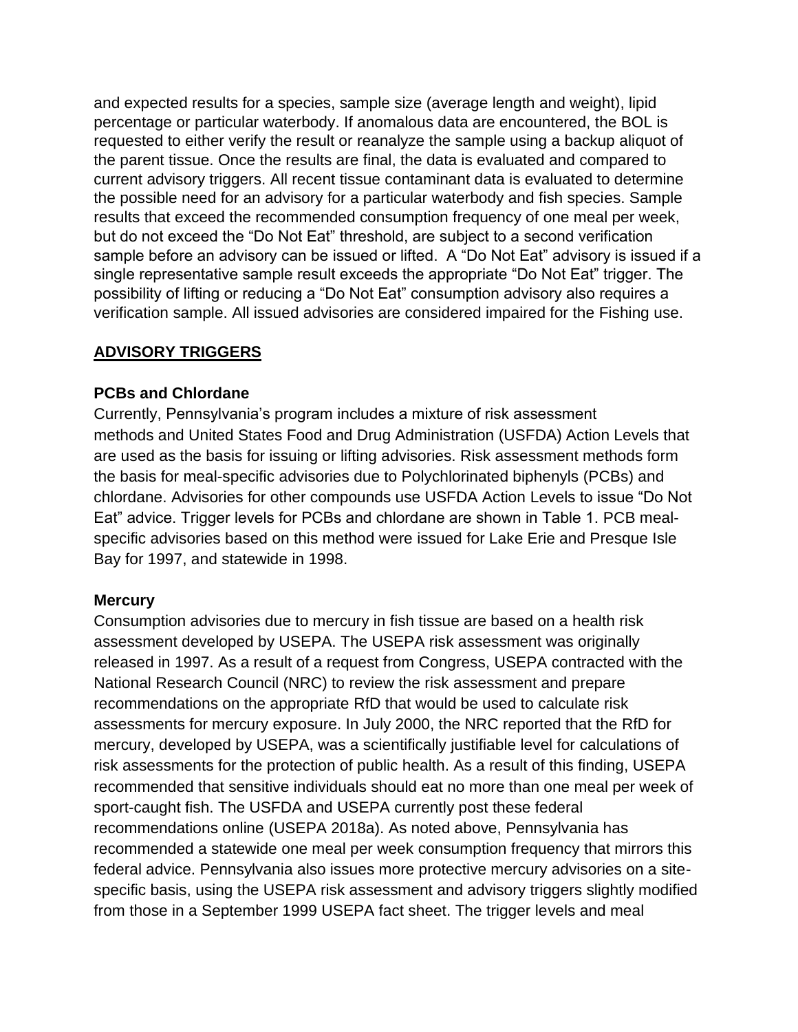and expected results for a species, sample size (average length and weight), lipid percentage or particular waterbody. If anomalous data are encountered, the BOL is requested to either verify the result or reanalyze the sample using a backup aliquot of the parent tissue. Once the results are final, the data is evaluated and compared to current advisory triggers. All recent tissue contaminant data is evaluated to determine the possible need for an advisory for a particular waterbody and fish species. Sample results that exceed the recommended consumption frequency of one meal per week, but do not exceed the "Do Not Eat" threshold, are subject to a second verification sample before an advisory can be issued or lifted. A "Do Not Eat" advisory is issued if a single representative sample result exceeds the appropriate "Do Not Eat" trigger. The possibility of lifting or reducing a "Do Not Eat" consumption advisory also requires a verification sample. All issued advisories are considered impaired for the Fishing use.

## ADVISORY TRIGGERS

### PCBs and Chlordane

Currently, Pennsylvania's program includes a mixture of risk assessment methods and United States Food and Drug Administration (USFDA) Action Levels that are used as the basis for issuing or lifting advisories. Risk assessment methods form the basis for meal-specific advisories due to Polychlorinated biphenyls (PCBs) and chlordane. Advisories for other compounds use USFDA Action Levels to issue "Do Not Eat" advice. Trigger levels for PCBs and chlordane are shown in Table 1. PCB meal-specific advisories based on this method were issued for Lake Erie and Presque Isle Bay for 1997, and statewide in 1998.

### Mercury

Consumption advisories due to mercury in fish tissue are based on a health risk assessment developed by USEPA. The USEPA risk assessment was originally released in 1997. As a result of a request from Congress, USEPA contracted with the National Research Council (NRC) to review the risk assessment and prepare recommendations on the appropriate RfD that would be used to calculate risk assessments for mercury exposure. In July 2000, the NRC reported that the RfD for mercury, developed by USEPA, was a scientifically justifiable level for calculations of risk assessments for the protection of public health. As a result of this finding, USEPA recommended that sensitive individuals should eat no more than one meal per week of sport-caught fish. The USFDA and USEPA currently post these federal recommendations online (USEPA 2018a). As noted above, Pennsylvania has recommended a statewide one meal per week consumption frequency that mirrors this federal advice. Pennsylvania also issues more protective mercury advisories on a site-specific basis, using the USEPA risk assessment and advisory triggers slightly modified from those in a September 1999 USEPA fact sheet. The trigger levels and meal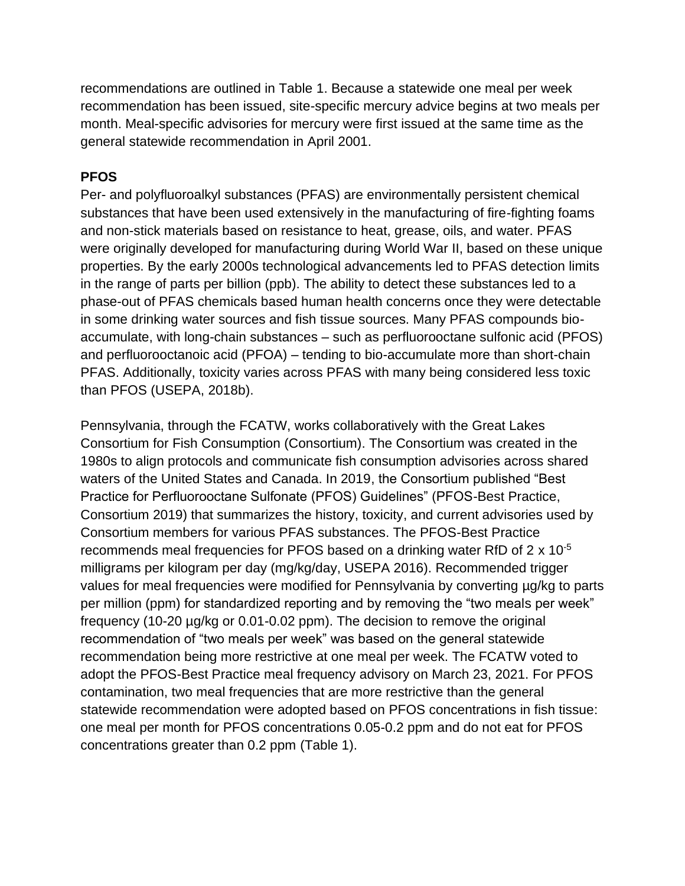recommendations are outlined in Table 1. Because a statewide one meal per week recommendation has been issued, site-specific mercury advice begins at two meals per month. Meal-specific advisories for mercury were first issued at the same time as the general statewide recommendation in April 2001.

**PFOS**

Per- and polyfluoroalkyl substances (PFAS) are environmentally persistent chemical substances that have been used extensively in the manufacturing of fire-fighting foams and non-stick materials based on resistance to heat, grease, oils, and water. PFAS were originally developed for manufacturing during World War II, based on these unique properties. By the early 2000s technological advancements led to PFAS detection limits in the range of parts per billion (ppb). The ability to detect these substances led to a phase-out of PFAS chemicals based human health concerns once they were detectable in some drinking water sources and fish tissue sources. Many PFAS compounds bio-accumulate, with long-chain substances – such as perfluorooctane sulfonic acid (PFOS) and perfluorooctanoic acid (PFOA) – tending to bio-accumulate more than short-chain PFAS. Additionally, toxicity varies across PFAS with many being considered less toxic than PFOS (USEPA, 2018b).

Pennsylvania, through the FCATW, works collaboratively with the Great Lakes Consortium for Fish Consumption (Consortium). The Consortium was created in the 1980s to align protocols and communicate fish consumption advisories across shared waters of the United States and Canada. In 2019, the Consortium published "Best Practice for Perfluorooctane Sulfonate (PFOS) Guidelines" (PFOS-Best Practice, Consortium 2019) that summarizes the history, toxicity, and current advisories used by Consortium members for various PFAS substances. The PFOS-Best Practice recommends meal frequencies for PFOS based on a drinking water RfD of $2 \times 10^{-5}$ milligrams per kilogram per day (mg/kg/day, USEPA 2016). Recommended trigger values for meal frequencies were modified for Pennsylvania by converting µg/kg to parts per million (ppm) for standardized reporting and by removing the "two meals per week" frequency (10-20 µg/kg or 0.01-0.02 ppm). The decision to remove the original recommendation of "two meals per week" was based on the general statewide recommendation being more restrictive at one meal per week. The FCATW voted to adopt the PFOS-Best Practice meal frequency advisory on March 23, 2021. For PFOS contamination, two meal frequencies that are more restrictive than the general statewide recommendation were adopted based on PFOS concentrations in fish tissue: one meal per month for PFOS concentrations 0.05-0.2 ppm and do not eat for PFOS concentrations greater than 0.2 ppm (Table 1).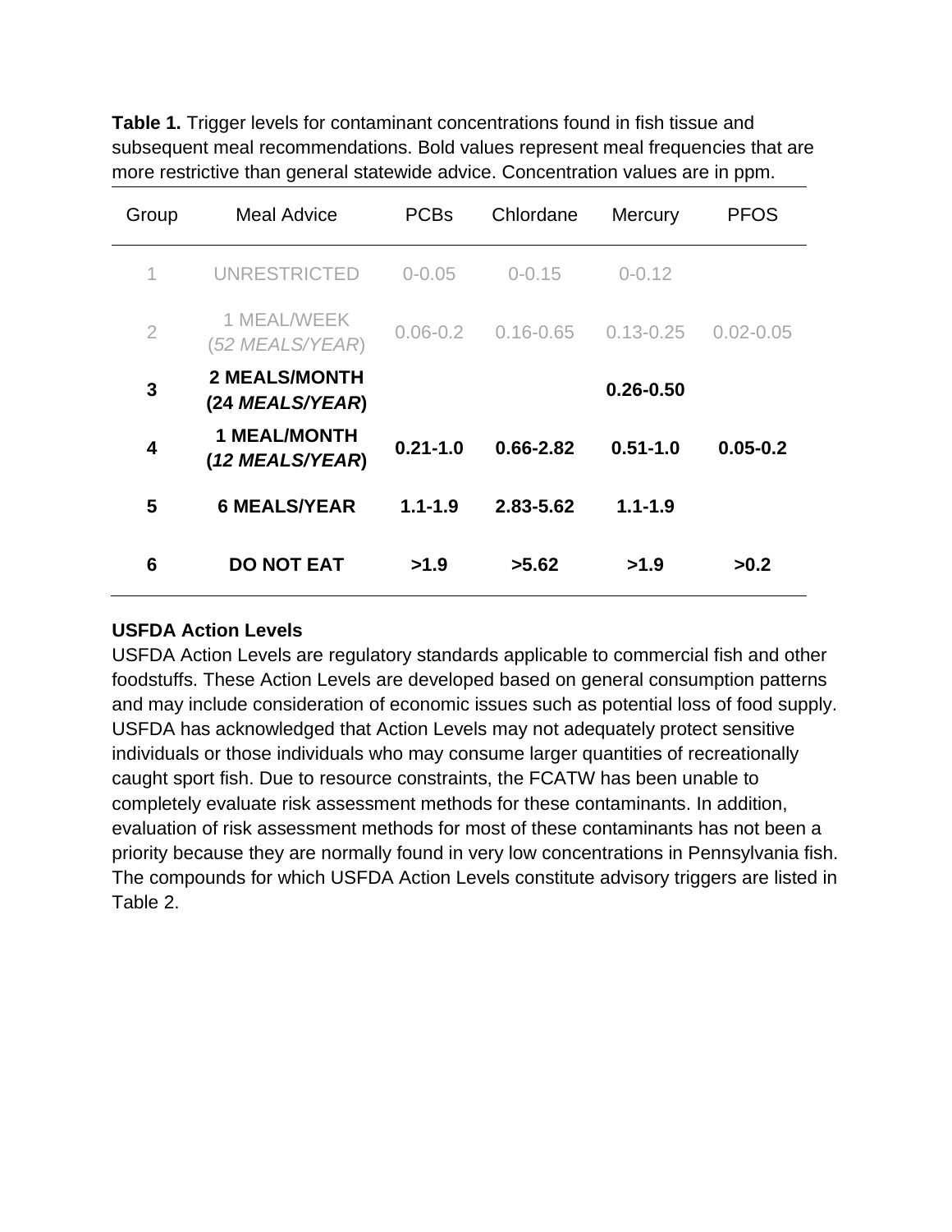**Table 1.** Trigger levels for contaminant concentrations found in fish tissue and subsequent meal recommendations. Bold values represent meal frequencies that are more restrictive than general statewide advice. Concentration values are in ppm.

| Group | Meal Advice | PCBs | Chlordane | Mercury | PFOS |
|---|---|---|---|---|---|
| 1 | UNRESTRICTED | 0-0.05 | 0-0.15 | 0-0.12 | |
| 2 | 1 MEAL/WEEK (*52 MEALS/YEAR*) | 0.06-0.2 | 0.16-0.65 | 0.13-0.25 | 0.02-0.05 |
| **3** | **2 MEALS/MONTH (24 *MEALS/YEAR*)** | | | **0.26-0.50** | |
| **4** | **1 MEAL/MONTH (*12 MEALS/YEAR*)** | **0.21-1.0** | **0.66-2.82** | **0.51-1.0** | **0.05-0.2** |
| **5** | **6 MEALS/YEAR** | **1.1-1.9** | **2.83-5.62** | **1.1-1.9** | |
| **6** | **DO NOT EAT** | **>1.9** | **>5.62** | **>1.9** | **>0.2** |

**USFDA Action Levels**

USFDA Action Levels are regulatory standards applicable to commercial fish and other foodstuffs. These Action Levels are developed based on general consumption patterns and may include consideration of economic issues such as potential loss of food supply. USFDA has acknowledged that Action Levels may not adequately protect sensitive individuals or those individuals who may consume larger quantities of recreationally caught sport fish. Due to resource constraints, the FCATW has been unable to completely evaluate risk assessment methods for these contaminants. In addition, evaluation of risk assessment methods for most of these contaminants has not been a priority because they are normally found in very low concentrations in Pennsylvania fish. The compounds for which USFDA Action Levels constitute advisory triggers are listed in Table 2.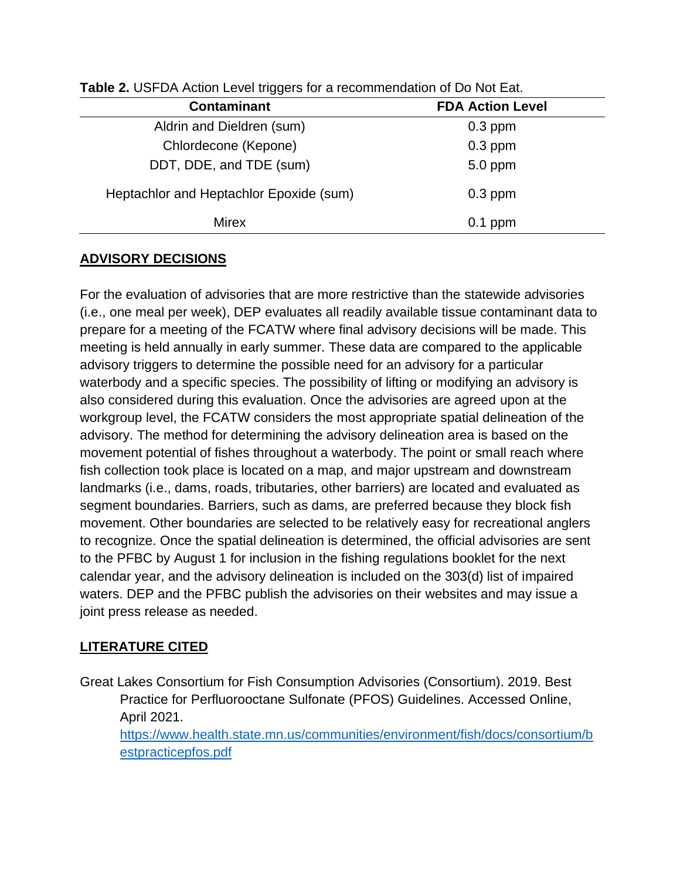**Table 2.** USFDA Action Level triggers for a recommendation of Do Not Eat.

| Contaminant | FDA Action Level |
|---|---|
| Aldrin and Dieldren (sum) | 0.3 ppm |
| Chlordecone (Kepone) | 0.3 ppm |
| DDT, DDE, and TDE (sum) | 5.0 ppm |
| Heptachlor and Heptachlor Epoxide (sum) | 0.3 ppm |
| Mirex | 0.1 ppm |

## ADVISORY DECISIONS

For the evaluation of advisories that are more restrictive than the statewide advisories (i.e., one meal per week), DEP evaluates all readily available tissue contaminant data to prepare for a meeting of the FCATW where final advisory decisions will be made. This meeting is held annually in early summer. These data are compared to the applicable advisory triggers to determine the possible need for an advisory for a particular waterbody and a specific species. The possibility of lifting or modifying an advisory is also considered during this evaluation. Once the advisories are agreed upon at the workgroup level, the FCATW considers the most appropriate spatial delineation of the advisory. The method for determining the advisory delineation area is based on the movement potential of fishes throughout a waterbody. The point or small reach where fish collection took place is located on a map, and major upstream and downstream landmarks (i.e., dams, roads, tributaries, other barriers) are located and evaluated as segment boundaries. Barriers, such as dams, are preferred because they block fish movement. Other boundaries are selected to be relatively easy for recreational anglers to recognize. Once the spatial delineation is determined, the official advisories are sent to the PFBC by August 1 for inclusion in the fishing regulations booklet for the next calendar year, and the advisory delineation is included on the 303(d) list of impaired waters. DEP and the PFBC publish the advisories on their websites and may issue a joint press release as needed.

## LITERATURE CITED

Great Lakes Consortium for Fish Consumption Advisories (Consortium). 2019. Best Practice for Perfluorooctane Sulfonate (PFOS) Guidelines. Accessed Online, April 2021. https://www.health.state.mn.us/communities/environment/fish/docs/consortium/bestpracticepfos.pdf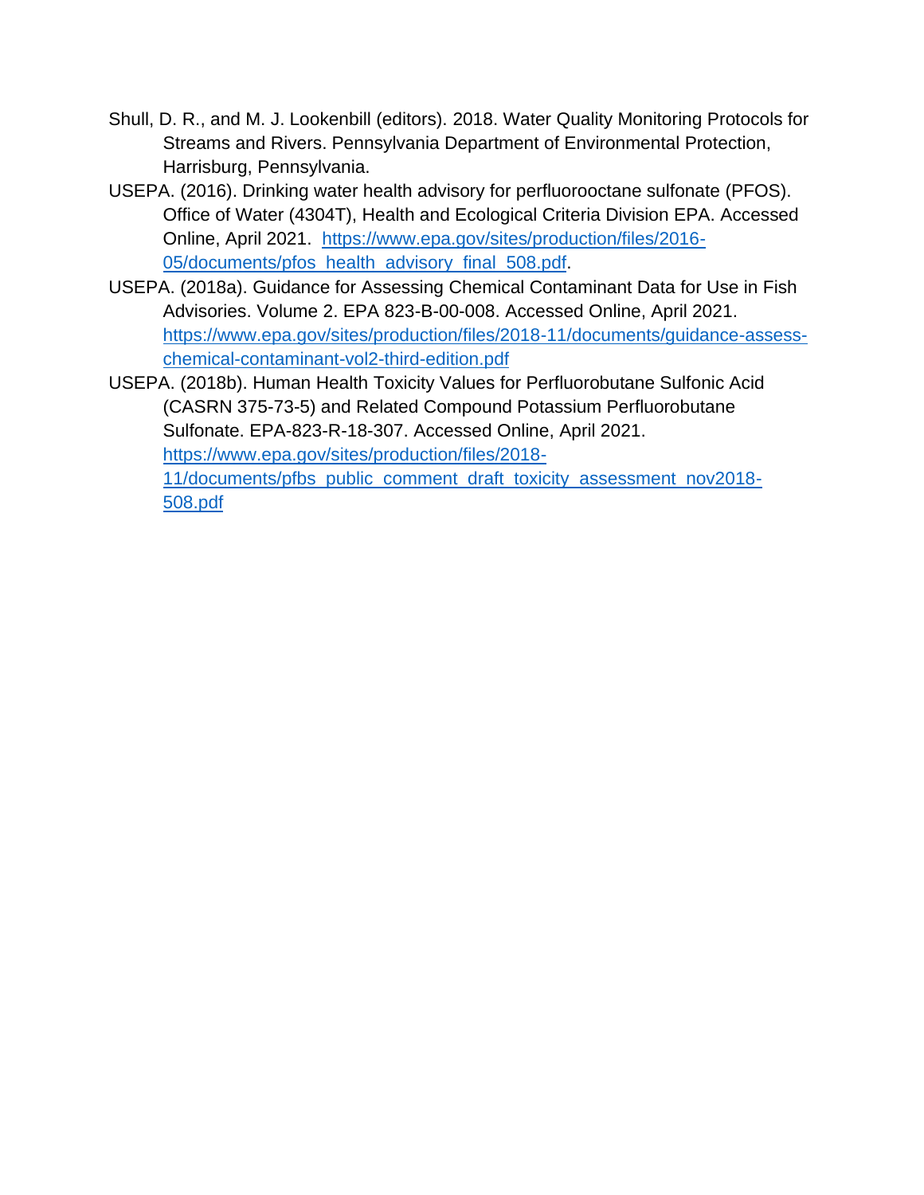Shull, D. R., and M. J. Lookenbill (editors). 2018. Water Quality Monitoring Protocols for Streams and Rivers. Pennsylvania Department of Environmental Protection, Harrisburg, Pennsylvania.

USEPA. (2016). Drinking water health advisory for perfluorooctane sulfonate (PFOS). Office of Water (4304T), Health and Ecological Criteria Division EPA. Accessed Online, April 2021. [https://www.epa.gov/sites/production/files/2016-05/documents/pfos_health_advisory_final_508.pdf](https://www.epa.gov/sites/production/files/2016-05/documents/pfos_health_advisory_final_508.pdf).

USEPA. (2018a). Guidance for Assessing Chemical Contaminant Data for Use in Fish Advisories. Volume 2. EPA 823-B-00-008. Accessed Online, April 2021. [https://www.epa.gov/sites/production/files/2018-11/documents/guidance-assess-chemical-contaminant-vol2-third-edition.pdf](https://www.epa.gov/sites/production/files/2018-11/documents/guidance-assess-chemical-contaminant-vol2-third-edition.pdf)

USEPA. (2018b). Human Health Toxicity Values for Perfluorobutane Sulfonic Acid (CASRN 375-73-5) and Related Compound Potassium Perfluorobutane Sulfonate. EPA-823-R-18-307. Accessed Online, April 2021. [https://www.epa.gov/sites/production/files/2018-11/documents/pfbs_public_comment_draft_toxicity_assessment_nov2018-508.pdf](https://www.epa.gov/sites/production/files/2018-11/documents/pfbs_public_comment_draft_toxicity_assessment_nov2018-508.pdf)